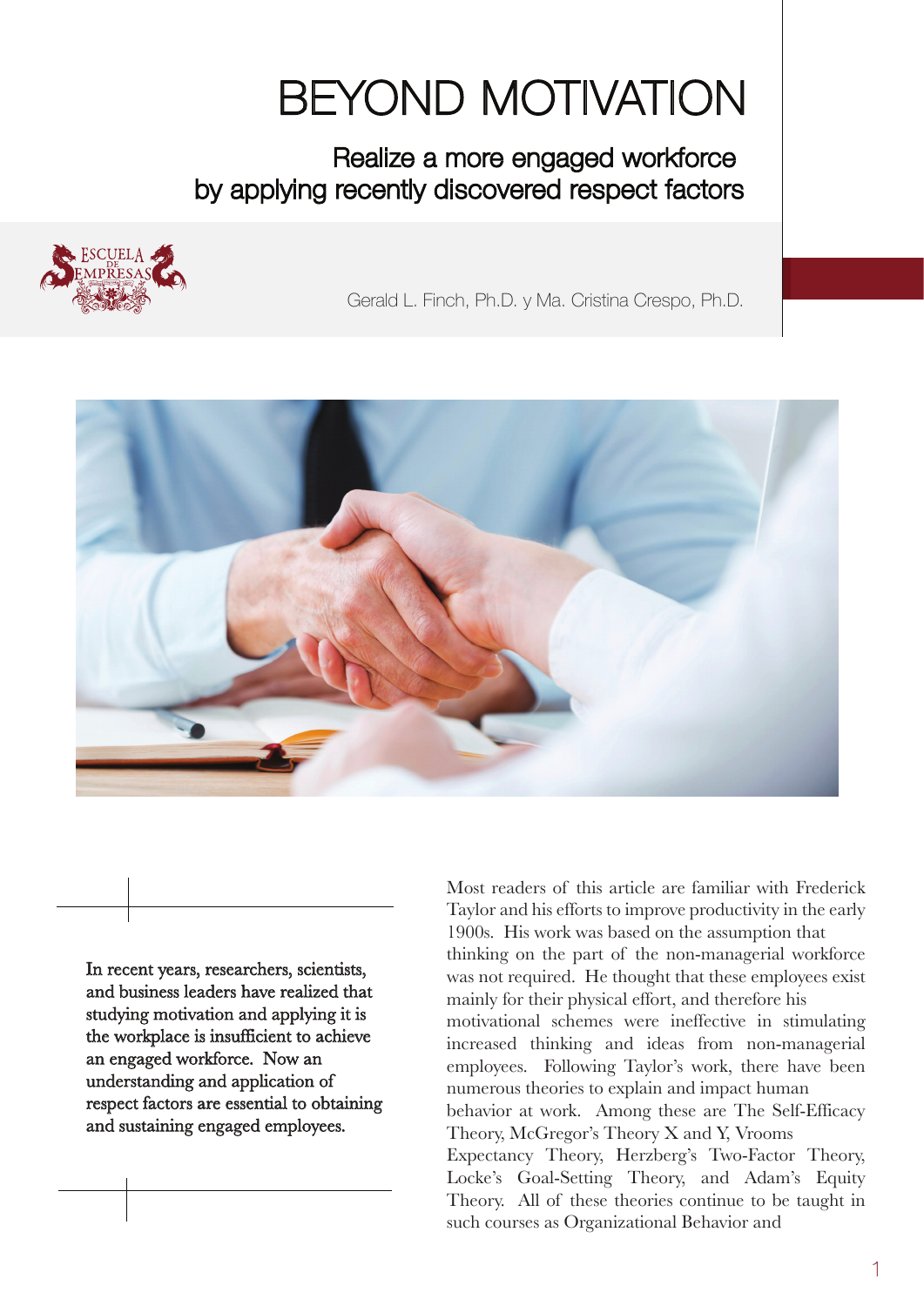# BEYOND MOTIVATION

## Realize a more engaged workforce by applying recently discovered respect factors

Gerald L. Finch, Ph.D. y Ma. Cristina Crespo, Ph.D.

In recent years, researchers, scientists, and business leaders have realized that studying motivation and applying it is the workplace is insufficient to achieve an engaged workforce. Now an understanding and application of respect factors are essential to obtaining and sustaining engaged employees.

Most readers of this article are familiar with Frederick Taylor and his efforts to improve productivity in the early 1900s. His work was based on the assumption that thinking on the part of the non-managerial workforce was not required. He thought that these employees exist mainly for their physical effort, and therefore his motivational schemes were ineffective in stimulating increased thinking and ideas from non-managerial employees. Following Taylor's work, there have been numerous theories to explain and impact human behavior at work. Among these are The Self-Efficacy Theory, McGregor's Theory X and Y, Vrooms Expectancy Theory, Herzberg's Two-Factor Theory, Locke's Goal-Setting Theory, and Adam's Equity Theory. All of these theories continue to be taught in such courses as Organizational Behavior and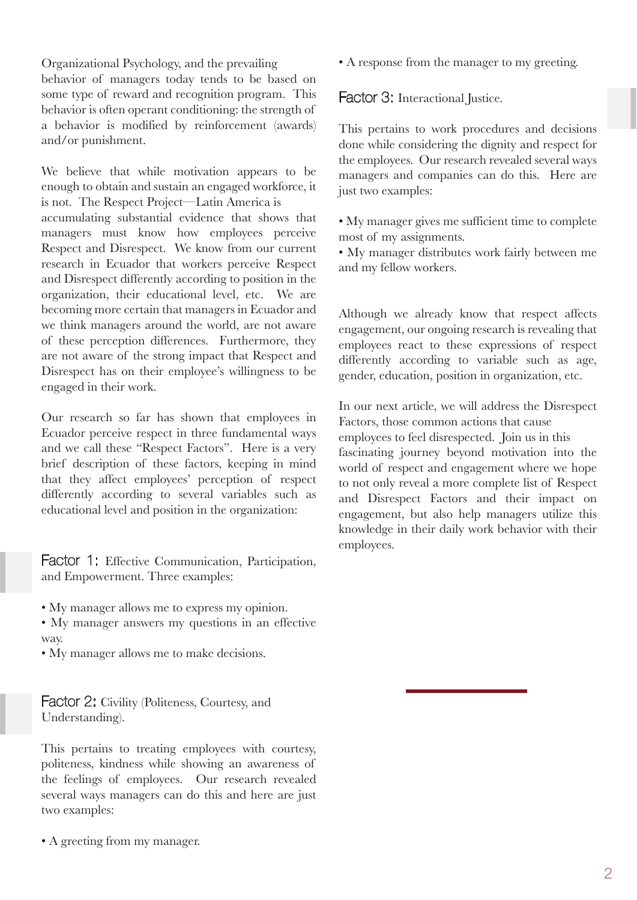Organizational Psychology, and the prevailing behavior of managers today tends to be based on some type of reward and recognition program. This behavior is often operant conditioning: the strength of a behavior is modified by reinforcement (awards) and/or punishment.

We believe that while motivation appears to be enough to obtain and sustain an engaged workforce, it is not. The Respect Project—Latin America is accumulating substantial evidence that shows that managers must know how employees perceive Respect and Disrespect. We know from our current research in Ecuador that workers perceive Respect and Disrespect differently according to position in the organization, their educational level, etc. We are becoming more certain that managers in Ecuador and we think managers around the world, are not aware of these perception differences. Furthermore, they are not aware of the strong impact that Respect and Disrespect has on their employee's willingness to be engaged in their work.

Our research so far has shown that employees in Ecuador perceive respect in three fundamental ways and we call these "Respect Factors". Here is a very brief description of these factors, keeping in mind that they affect employees' perception of respect differently according to several variables such as educational level and position in the organization:

**Factor 1:** Effective Communication, Participation, and Empowerment. Three examples:

- My manager allows me to express my opinion.
- My manager answers my questions in an effective way.
- My manager allows me to make decisions.

**Factor 2:** Civility (Politeness, Courtesy, and Understanding).

This pertains to treating employees with courtesy, politeness, kindness while showing an awareness of the feelings of employees. Our research revealed several ways managers can do this and here are just two examples:

- A greeting from my manager.
- A response from the manager to my greeting.

**Factor 3:** Interactional Justice.

This pertains to work procedures and decisions done while considering the dignity and respect for the employees. Our research revealed several ways managers and companies can do this. Here are just two examples:

- My manager gives me sufficient time to complete most of my assignments.
- My manager distributes work fairly between me and my fellow workers.

Although we already know that respect affects engagement, our ongoing research is revealing that employees react to these expressions of respect differently according to variable such as age, gender, education, position in organization, etc.

In our next article, we will address the Disrespect Factors, those common actions that cause employees to feel disrespected. Join us in this fascinating journey beyond motivation into the world of respect and engagement where we hope to not only reveal a more complete list of Respect and Disrespect Factors and their impact on engagement, but also help managers utilize this knowledge in their daily work behavior with their employees.